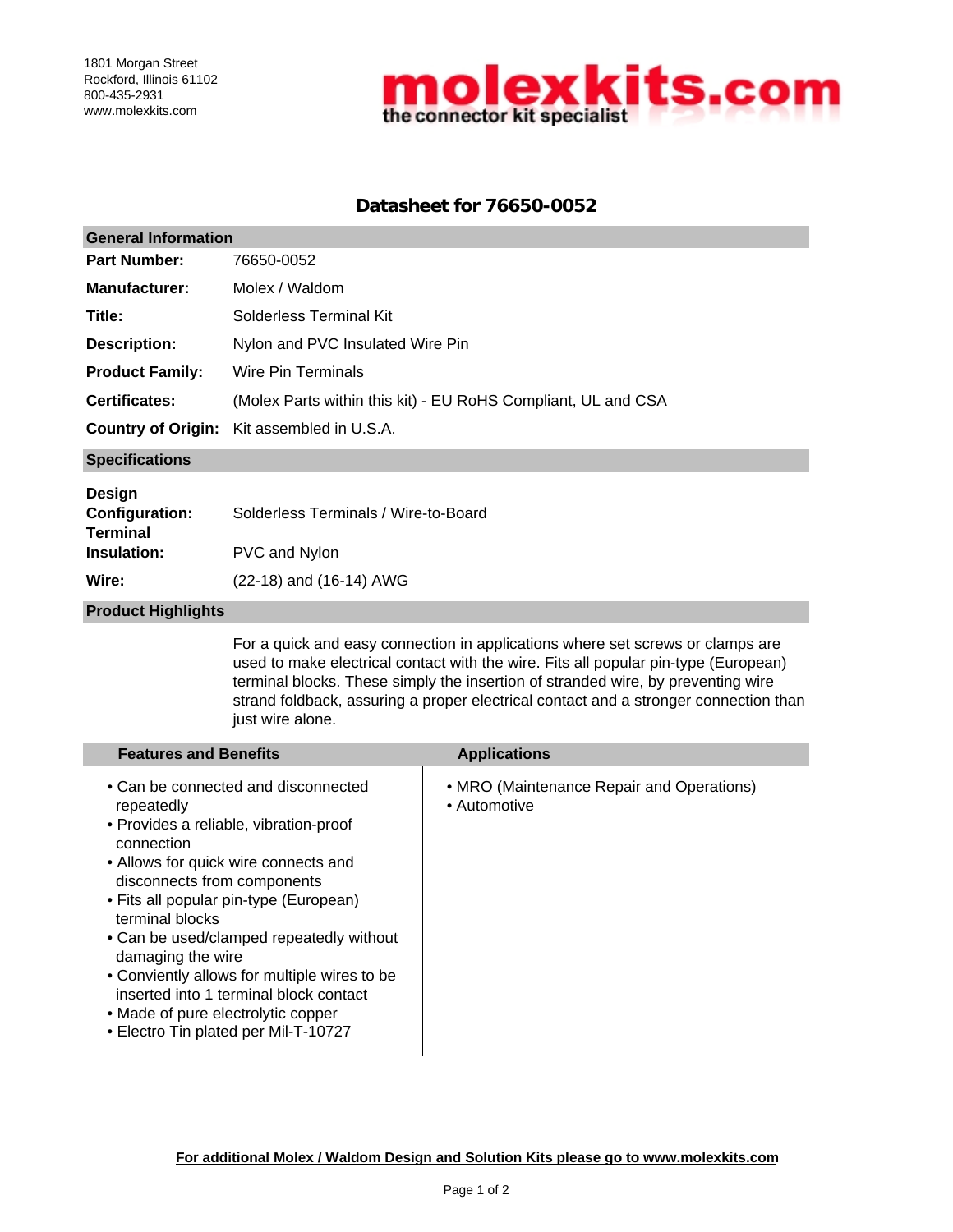1801 Morgan Street
Rockford, Illinois 61102
800-435-2931
www.molexkits.com

**molexkits.com**
**the connector kit specialist**

# Datasheet for 76650-0052

## General Information

| | |
|---|---|
| **Part Number:** | 76650-0052 |
| **Manufacturer:** | Molex / Waldom |
| **Title:** | Solderless Terminal Kit |
| **Description:** | Nylon and PVC Insulated Wire Pin |
| **Product Family:** | Wire Pin Terminals |
| **Certificates:** | (Molex Parts within this kit) - EU RoHS Compliant, UL and CSA |
| **Country of Origin:** | Kit assembled in U.S.A. |

## Specifications

| | |
|---|---|
| **Design Configuration:** | Solderless Terminals / Wire-to-Board |
| **Terminal Insulation:** | PVC and Nylon |
| **Wire:** | (22-18) and (16-14) AWG |

## Product Highlights

For a quick and easy connection in applications where set screws or clamps are used to make electrical contact with the wire. Fits all popular pin-type (European) terminal blocks. These simply the insertion of stranded wire, by preventing wire strand foldback, assuring a proper electrical contact and a stronger connection than just wire alone.

## Features and Benefits

- Can be connected and disconnected repeatedly
- Provides a reliable, vibration-proof connection
- Allows for quick wire connects and disconnects from components
- Fits all popular pin-type (European) terminal blocks
- Can be used/clamped repeatedly without damaging the wire
- Conviently allows for multiple wires to be inserted into 1 terminal block contact
- Made of pure electrolytic copper
- Electro Tin plated per Mil-T-10727

## Applications

- MRO (Maintenance Repair and Operations)
- Automotive

**For additional Molex / Waldom Design and Solution Kits please go to www.molexkits.com**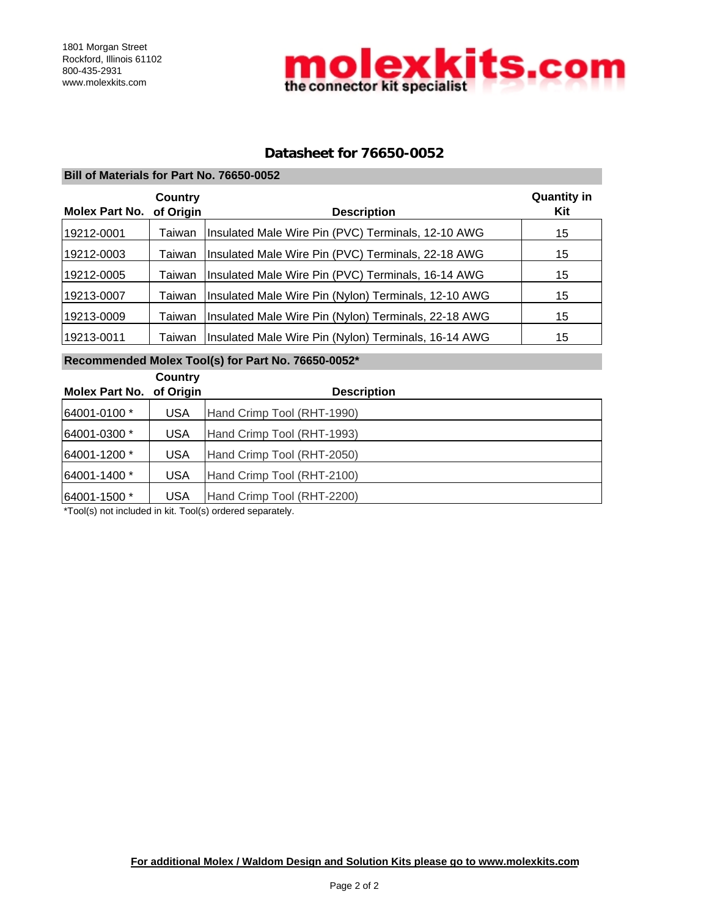1801 Morgan Street
Rockford, Illinois 61102
800-435-2931
www.molexkits.com

molexkits.com
the connector kit specialist

# Datasheet for 76650-0052

## Bill of Materials for Part No. 76650-0052

| Molex Part No. | Country of Origin | Description | Quantity in Kit |
|---|---|---|---|
| 19212-0001 | Taiwan | Insulated Male Wire Pin (PVC) Terminals, 12-10 AWG | 15 |
| 19212-0003 | Taiwan | Insulated Male Wire Pin (PVC) Terminals, 22-18 AWG | 15 |
| 19212-0005 | Taiwan | Insulated Male Wire Pin (PVC) Terminals, 16-14 AWG | 15 |
| 19213-0007 | Taiwan | Insulated Male Wire Pin (Nylon) Terminals, 12-10 AWG | 15 |
| 19213-0009 | Taiwan | Insulated Male Wire Pin (Nylon) Terminals, 22-18 AWG | 15 |
| 19213-0011 | Taiwan | Insulated Male Wire Pin (Nylon) Terminals, 16-14 AWG | 15 |

## Recommended Molex Tool(s) for Part No. 76650-0052*

| Molex Part No. | Country of Origin | Description |
|---|---|---|
| 64001-0100 * | USA | Hand Crimp Tool (RHT-1990) |
| 64001-0300 * | USA | Hand Crimp Tool (RHT-1993) |
| 64001-1200 * | USA | Hand Crimp Tool (RHT-2050) |
| 64001-1400 * | USA | Hand Crimp Tool (RHT-2100) |
| 64001-1500 * | USA | Hand Crimp Tool (RHT-2200) |

*Tool(s) not included in kit. Tool(s) ordered separately.

**For additional Molex / Waldom Design and Solution Kits please go to www.molexkits.com**